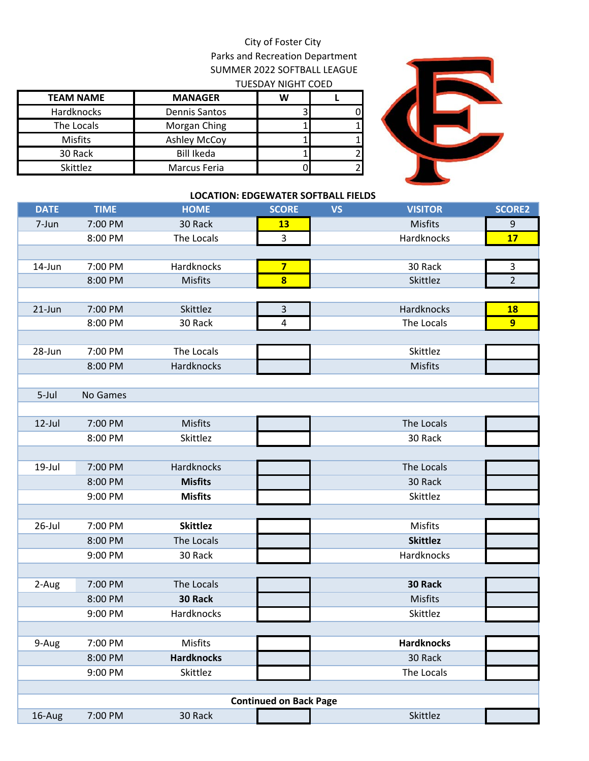City of Foster City

Parks and Recreation Department

SUMMER 2022 SOFTBALL LEAGUE

TUESDAY NIGHT COED

| TEAM NAME | MANAGER | W | L |
|---|---|---|---|
| Hardknocks | Dennis Santos | 3 | 0 |
| The Locals | Morgan Ching | 1 | 1 |
| Misfits | Ashley McCoy | 1 | 1 |
| 30 Rack | Bill Ikeda | 1 | 2 |
| Skittlez | Marcus Feria | 0 | 2 |

**LOCATION: EDGEWATER SOFTBALL FIELDS**

| DATE | TIME | HOME | SCORE | VS | VISITOR | SCORE2 |
|---|---|---|---|---|---|---|
| 7-Jun | 7:00 PM | 30 Rack | **13** | | Misfits | 9 |
| | 8:00 PM | The Locals | 3 | | Hardknocks | **17** |
| | | | | | | |
| 14-Jun | 7:00 PM | Hardknocks | **7** | | 30 Rack | 3 |
| | 8:00 PM | Misfits | **8** | | Skittlez | 2 |
| | | | | | | |
| 21-Jun | 7:00 PM | Skittlez | 3 | | Hardknocks | **18** |
| | 8:00 PM | 30 Rack | 4 | | The Locals | **9** |
| | | | | | | |
| 28-Jun | 7:00 PM | The Locals | | | Skittlez | |
| | 8:00 PM | Hardknocks | | | Misfits | |
| | | | | | | |
| 5-Jul | No Games | | | | | |
| | | | | | | |
| 12-Jul | 7:00 PM | Misfits | | | The Locals | |
| | 8:00 PM | Skittlez | | | 30 Rack | |
| | | | | | | |
| 19-Jul | 7:00 PM | Hardknocks | | | The Locals | |
| | 8:00 PM | **Misfits** | | | 30 Rack | |
| | 9:00 PM | **Misfits** | | | Skittlez | |
| | | | | | | |
| 26-Jul | 7:00 PM | **Skittlez** | | | Misfits | |
| | 8:00 PM | The Locals | | | **Skittlez** | |
| | 9:00 PM | 30 Rack | | | Hardknocks | |
| | | | | | | |
| 2-Aug | 7:00 PM | The Locals | | | **30 Rack** | |
| | 8:00 PM | **30 Rack** | | | Misfits | |
| | 9:00 PM | Hardknocks | | | Skittlez | |
| | | | | | | |
| 9-Aug | 7:00 PM | Misfits | | | **Hardknocks** | |
| | 8:00 PM | **Hardknocks** | | | 30 Rack | |
| | 9:00 PM | Skittlez | | | The Locals | |
| | | | | | | |
| | | | | **Continued on Back Page** | | |
| 16-Aug | 7:00 PM | 30 Rack | | | Skittlez | |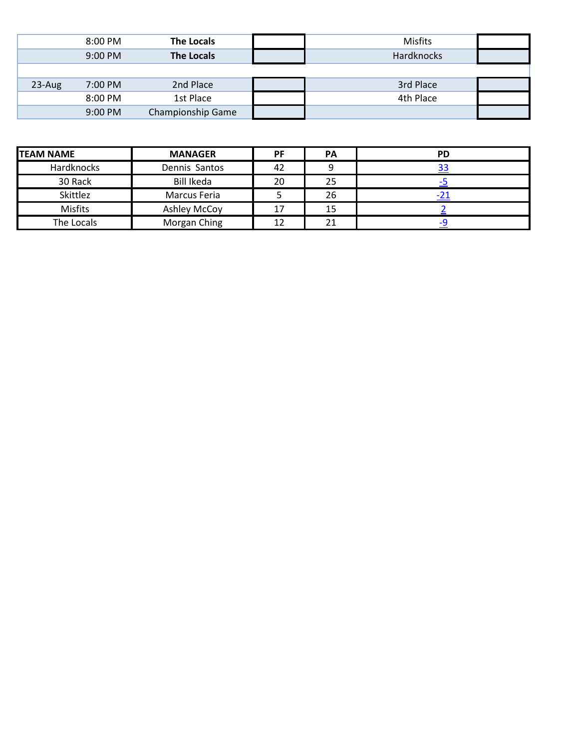| | | | | | |
|---|---|---|---|---|---|
| | 8:00 PM | **The Locals** | | Misfits | |
| | 9:00 PM | **The Locals** | | Hardknocks | |
| | | | | | |
| 23-Aug | 7:00 PM | 2nd Place | | 3rd Place | |
| | 8:00 PM | 1st Place | | 4th Place | |
| | 9:00 PM | Championship Game | | | |

| TEAM NAME | MANAGER | PF | PA | PD |
|---|---|---|---|---|
| Hardknocks | Dennis Santos | 42 | 9 | 33 |
| 30 Rack | Bill Ikeda | 20 | 25 | -5 |
| Skittlez | Marcus Feria | 5 | 26 | -21 |
| Misfits | Ashley McCoy | 17 | 15 | 2 |
| The Locals | Morgan Ching | 12 | 21 | -9 |